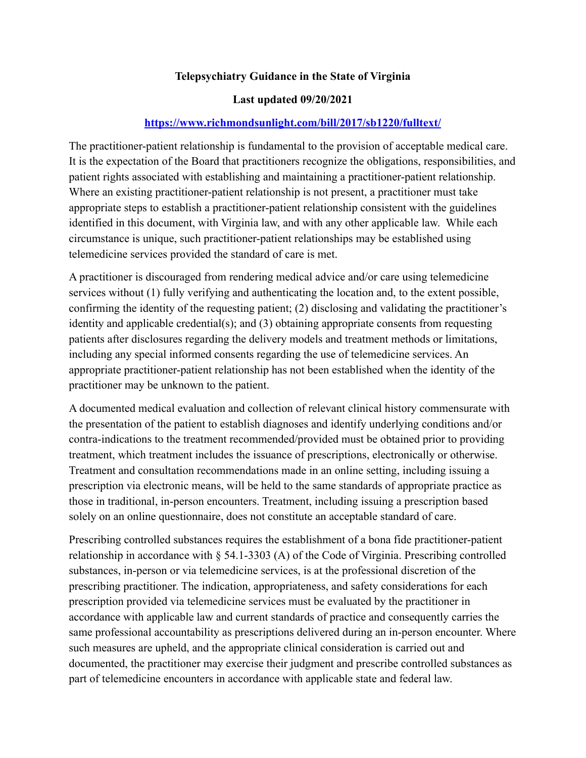**Telepsychiatry Guidance in the State of Virginia**

**Last updated 09/20/2021**

[https://www.richmondsunlight.com/bill/2017/sb1220/fulltext/](https://www.richmondsunlight.com/bill/2017/sb1220/fulltext/)

The practitioner-patient relationship is fundamental to the provision of acceptable medical care. It is the expectation of the Board that practitioners recognize the obligations, responsibilities, and patient rights associated with establishing and maintaining a practitioner-patient relationship. Where an existing practitioner-patient relationship is not present, a practitioner must take appropriate steps to establish a practitioner-patient relationship consistent with the guidelines identified in this document, with Virginia law, and with any other applicable law. While each circumstance is unique, such practitioner-patient relationships may be established using telemedicine services provided the standard of care is met.

A practitioner is discouraged from rendering medical advice and/or care using telemedicine services without (1) fully verifying and authenticating the location and, to the extent possible, confirming the identity of the requesting patient; (2) disclosing and validating the practitioner's identity and applicable credential(s); and (3) obtaining appropriate consents from requesting patients after disclosures regarding the delivery models and treatment methods or limitations, including any special informed consents regarding the use of telemedicine services. An appropriate practitioner-patient relationship has not been established when the identity of the practitioner may be unknown to the patient.

A documented medical evaluation and collection of relevant clinical history commensurate with the presentation of the patient to establish diagnoses and identify underlying conditions and/or contra-indications to the treatment recommended/provided must be obtained prior to providing treatment, which treatment includes the issuance of prescriptions, electronically or otherwise. Treatment and consultation recommendations made in an online setting, including issuing a prescription via electronic means, will be held to the same standards of appropriate practice as those in traditional, in-person encounters. Treatment, including issuing a prescription based solely on an online questionnaire, does not constitute an acceptable standard of care.

Prescribing controlled substances requires the establishment of a bona fide practitioner-patient relationship in accordance with § 54.1-3303 (A) of the Code of Virginia. Prescribing controlled substances, in-person or via telemedicine services, is at the professional discretion of the prescribing practitioner. The indication, appropriateness, and safety considerations for each prescription provided via telemedicine services must be evaluated by the practitioner in accordance with applicable law and current standards of practice and consequently carries the same professional accountability as prescriptions delivered during an in-person encounter. Where such measures are upheld, and the appropriate clinical consideration is carried out and documented, the practitioner may exercise their judgment and prescribe controlled substances as part of telemedicine encounters in accordance with applicable state and federal law.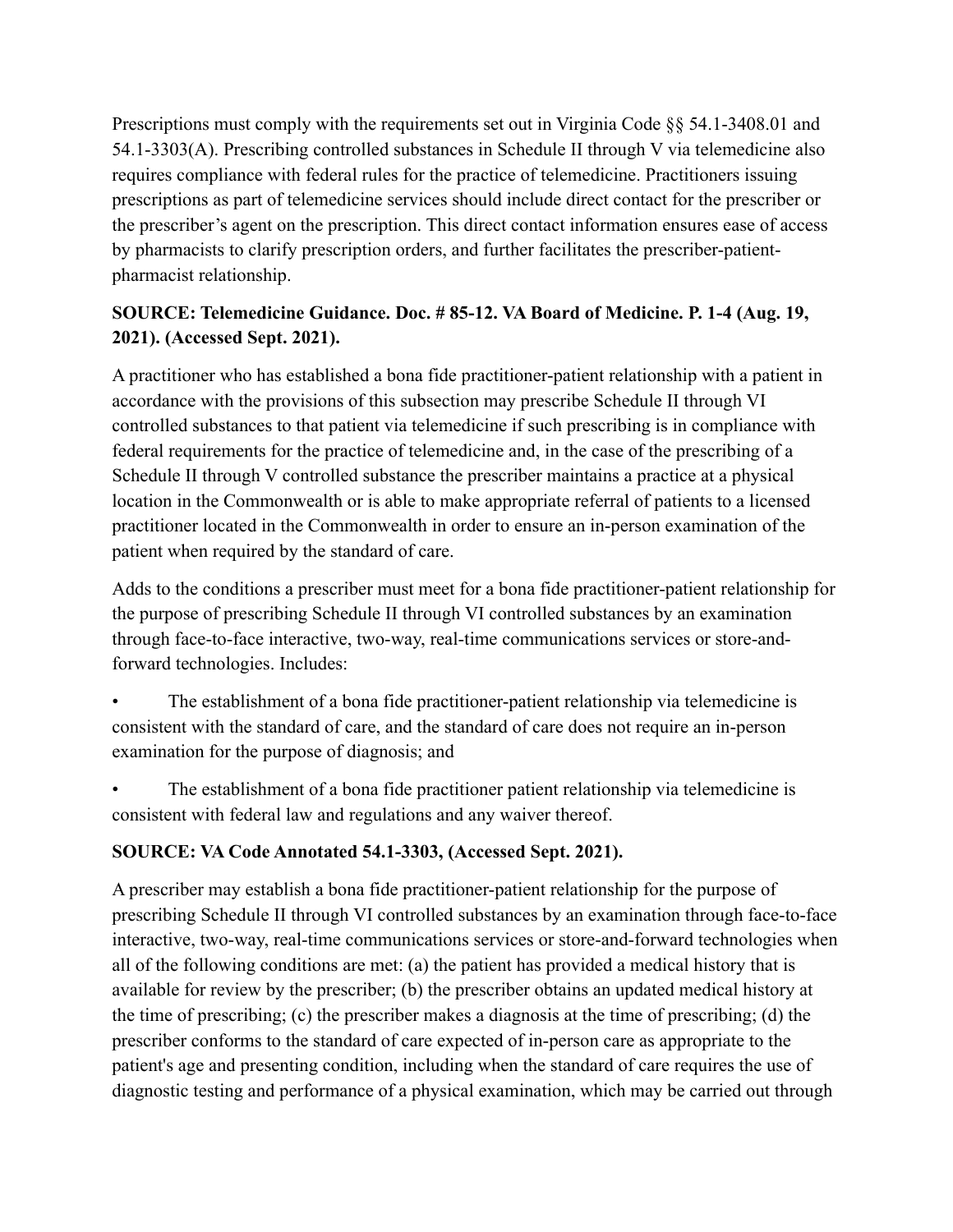Prescriptions must comply with the requirements set out in Virginia Code §§ 54.1-3408.01 and 54.1-3303(A). Prescribing controlled substances in Schedule II through V via telemedicine also requires compliance with federal rules for the practice of telemedicine. Practitioners issuing prescriptions as part of telemedicine services should include direct contact for the prescriber or the prescriber's agent on the prescription. This direct contact information ensures ease of access by pharmacists to clarify prescription orders, and further facilitates the prescriber-patient-pharmacist relationship.

**SOURCE: Telemedicine Guidance. Doc. # 85-12. VA Board of Medicine. P. 1-4 (Aug. 19, 2021). (Accessed Sept. 2021).**

A practitioner who has established a bona fide practitioner-patient relationship with a patient in accordance with the provisions of this subsection may prescribe Schedule II through VI controlled substances to that patient via telemedicine if such prescribing is in compliance with federal requirements for the practice of telemedicine and, in the case of the prescribing of a Schedule II through V controlled substance the prescriber maintains a practice at a physical location in the Commonwealth or is able to make appropriate referral of patients to a licensed practitioner located in the Commonwealth in order to ensure an in-person examination of the patient when required by the standard of care.

Adds to the conditions a prescriber must meet for a bona fide practitioner-patient relationship for the purpose of prescribing Schedule II through VI controlled substances by an examination through face-to-face interactive, two-way, real-time communications services or store-and-forward technologies. Includes:

- The establishment of a bona fide practitioner-patient relationship via telemedicine is consistent with the standard of care, and the standard of care does not require an in-person examination for the purpose of diagnosis; and
- The establishment of a bona fide practitioner patient relationship via telemedicine is consistent with federal law and regulations and any waiver thereof.

**SOURCE: VA Code Annotated 54.1-3303, (Accessed Sept. 2021).**

A prescriber may establish a bona fide practitioner-patient relationship for the purpose of prescribing Schedule II through VI controlled substances by an examination through face-to-face interactive, two-way, real-time communications services or store-and-forward technologies when all of the following conditions are met: (a) the patient has provided a medical history that is available for review by the prescriber; (b) the prescriber obtains an updated medical history at the time of prescribing; (c) the prescriber makes a diagnosis at the time of prescribing; (d) the prescriber conforms to the standard of care expected of in-person care as appropriate to the patient's age and presenting condition, including when the standard of care requires the use of diagnostic testing and performance of a physical examination, which may be carried out through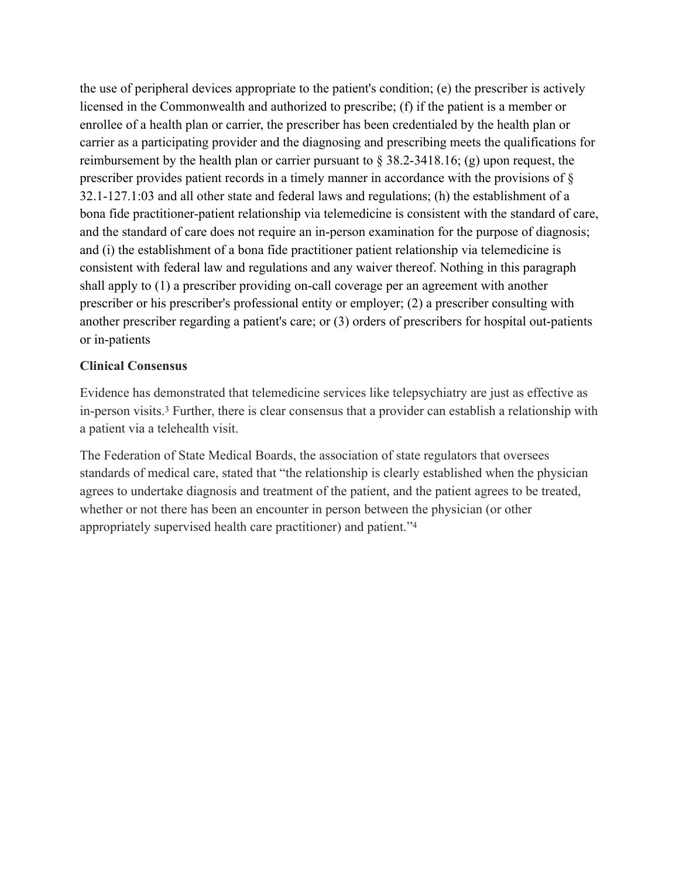the use of peripheral devices appropriate to the patient's condition; (e) the prescriber is actively licensed in the Commonwealth and authorized to prescribe; (f) if the patient is a member or enrollee of a health plan or carrier, the prescriber has been credentialed by the health plan or carrier as a participating provider and the diagnosing and prescribing meets the qualifications for reimbursement by the health plan or carrier pursuant to § 38.2-3418.16; (g) upon request, the prescriber provides patient records in a timely manner in accordance with the provisions of § 32.1-127.1:03 and all other state and federal laws and regulations; (h) the establishment of a bona fide practitioner-patient relationship via telemedicine is consistent with the standard of care, and the standard of care does not require an in-person examination for the purpose of diagnosis; and (i) the establishment of a bona fide practitioner patient relationship via telemedicine is consistent with federal law and regulations and any waiver thereof. Nothing in this paragraph shall apply to (1) a prescriber providing on-call coverage per an agreement with another prescriber or his prescriber's professional entity or employer; (2) a prescriber consulting with another prescriber regarding a patient's care; or (3) orders of prescribers for hospital out-patients or in-patients

**Clinical Consensus**

Evidence has demonstrated that telemedicine services like telepsychiatry are just as effective as in-person visits.[3] Further, there is clear consensus that a provider can establish a relationship with a patient via a telehealth visit.

The Federation of State Medical Boards, the association of state regulators that oversees standards of medical care, stated that "the relationship is clearly established when the physician agrees to undertake diagnosis and treatment of the patient, and the patient agrees to be treated, whether or not there has been an encounter in person between the physician (or other appropriately supervised health care practitioner) and patient."[4]